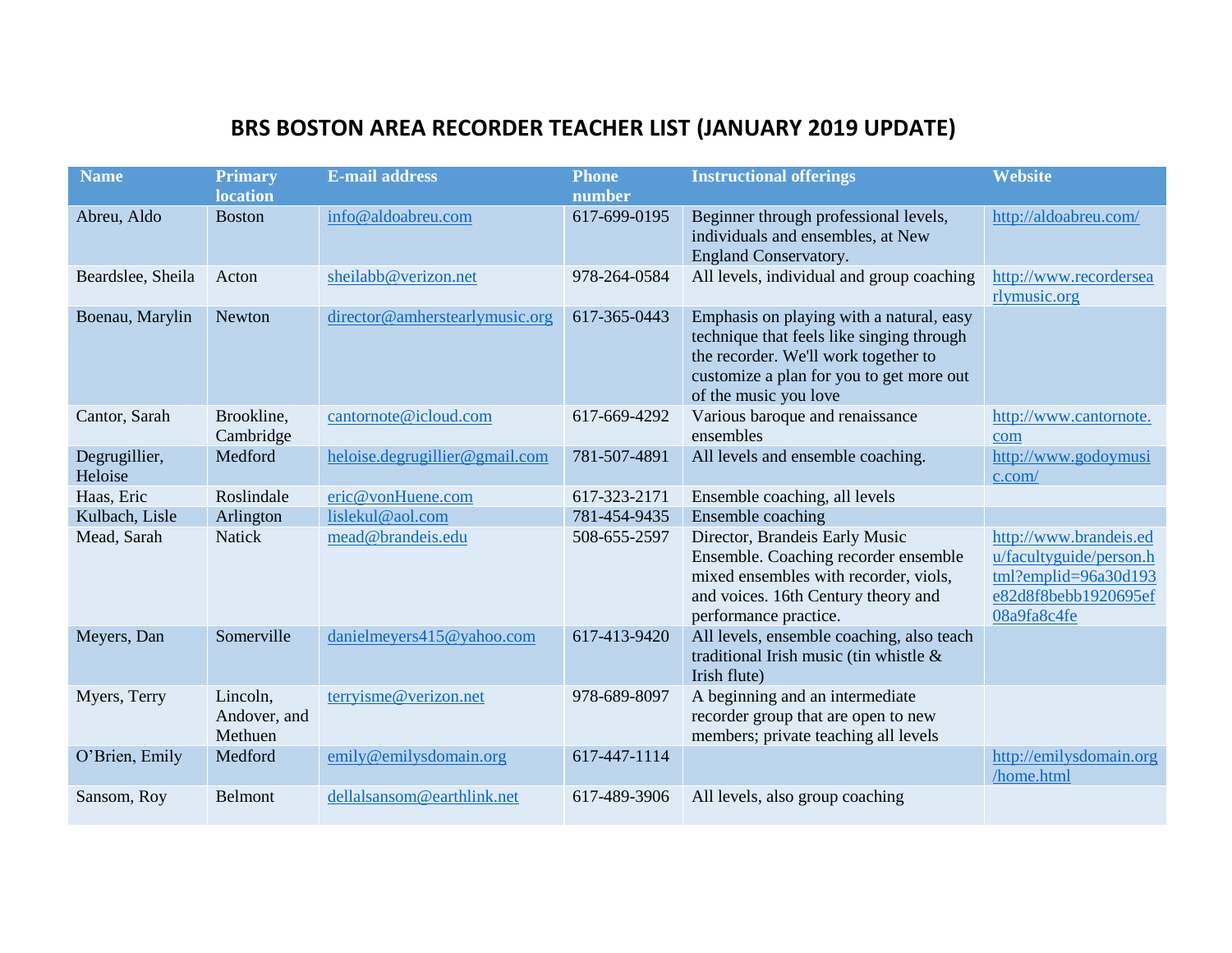# BRS BOSTON AREA RECORDER TEACHER LIST (JANUARY 2019 UPDATE)

| Name | Primary location | E-mail address | Phone number | Instructional offerings | Website |
|---|---|---|---|---|---|
| Abreu, Aldo | Boston | info@aldoabreu.com | 617-699-0195 | Beginner through professional levels, individuals and ensembles, at New England Conservatory. | http://aldoabreu.com/ |
| Beardslee, Sheila | Acton | sheilabb@verizon.net | 978-264-0584 | All levels, individual and group coaching | http://www.recordersearlymusic.org |
| Boenau, Marylin | Newton | director@amherstearlymusic.org | 617-365-0443 | Emphasis on playing with a natural, easy technique that feels like singing through the recorder. We'll work together to customize a plan for you to get more out of the music you love | |
| Cantor, Sarah | Brookline, Cambridge | cantornote@icloud.com | 617-669-4292 | Various baroque and renaissance ensembles | http://www.cantornote.com |
| Degrugillier, Heloise | Medford | heloise.degrugillier@gmail.com | 781-507-4891 | All levels and ensemble coaching. | http://www.godoymusic.com/ |
| Haas, Eric | Roslindale | eric@vonHuene.com | 617-323-2171 | Ensemble coaching, all levels | |
| Kulbach, Lisle | Arlington | lislekul@aol.com | 781-454-9435 | Ensemble coaching | |
| Mead, Sarah | Natick | mead@brandeis.edu | 508-655-2597 | Director, Brandeis Early Music Ensemble. Coaching recorder ensemble mixed ensembles with recorder, viols, and voices. 16th Century theory and performance practice. | http://www.brandeis.edu/facultyguide/person.html?emplid=96a30d193e82d8f8bebb1920695ef08a9fa8c4fe |
| Meyers, Dan | Somerville | danielmeyers415@yahoo.com | 617-413-9420 | All levels, ensemble coaching, also teach traditional Irish music (tin whistle & Irish flute) | |
| Myers, Terry | Lincoln, Andover, and Methuen | terryisme@verizon.net | 978-689-8097 | A beginning and an intermediate recorder group that are open to new members; private teaching all levels | |
| O'Brien, Emily | Medford | emily@emilysdomain.org | 617-447-1114 | | http://emilysdomain.org/home.html |
| Sansom, Roy | Belmont | dellalsansom@earthlink.net | 617-489-3906 | All levels, also group coaching | |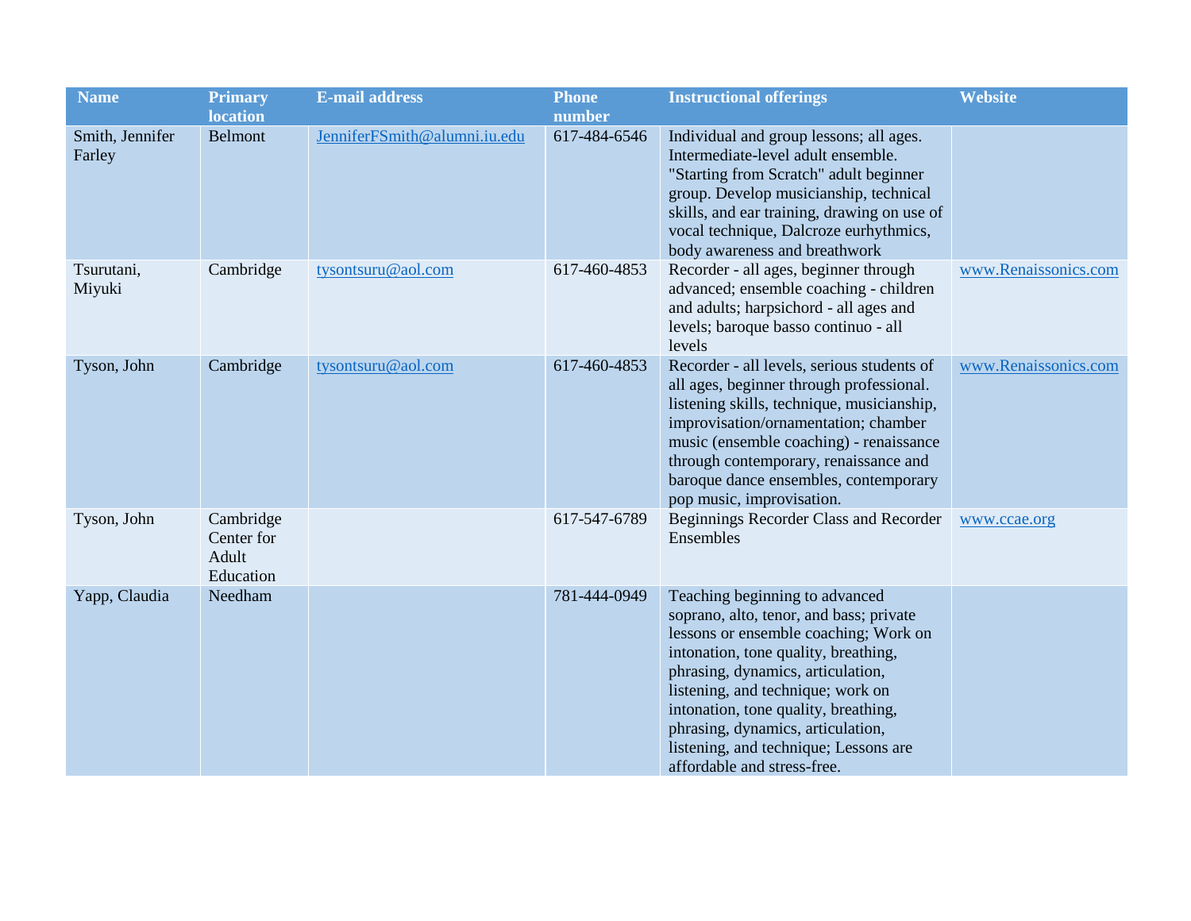| Name | Primary location | E-mail address | Phone number | Instructional offerings | Website |
|---|---|---|---|---|---|
| Smith, Jennifer Farley | Belmont | JenniferFSmith@alumni.iu.edu | 617-484-6546 | Individual and group lessons; all ages. Intermediate-level adult ensemble. "Starting from Scratch" adult beginner group. Develop musicianship, technical skills, and ear training, drawing on use of vocal technique, Dalcroze eurhythmics, body awareness and breathwork | |
| Tsurutani, Miyuki | Cambridge | tysontsuru@aol.com | 617-460-4853 | Recorder - all ages, beginner through advanced; ensemble coaching - children and adults; harpsichord - all ages and levels; baroque basso continuo - all levels | www.Renaissonics.com |
| Tyson, John | Cambridge | tysontsuru@aol.com | 617-460-4853 | Recorder - all levels, serious students of all ages, beginner through professional. listening skills, technique, musicianship, improvisation/ornamentation; chamber music (ensemble coaching) - renaissance through contemporary, renaissance and baroque dance ensembles, contemporary pop music, improvisation. | www.Renaissonics.com |
| Tyson, John | Cambridge Center for Adult Education | | 617-547-6789 | Beginnings Recorder Class and Recorder Ensembles | www.ccae.org |
| Yapp, Claudia | Needham | | 781-444-0949 | Teaching beginning to advanced soprano, alto, tenor, and bass; private lessons or ensemble coaching; Work on intonation, tone quality, breathing, phrasing, dynamics, articulation, listening, and technique; work on intonation, tone quality, breathing, phrasing, dynamics, articulation, listening, and technique; Lessons are affordable and stress-free. | |